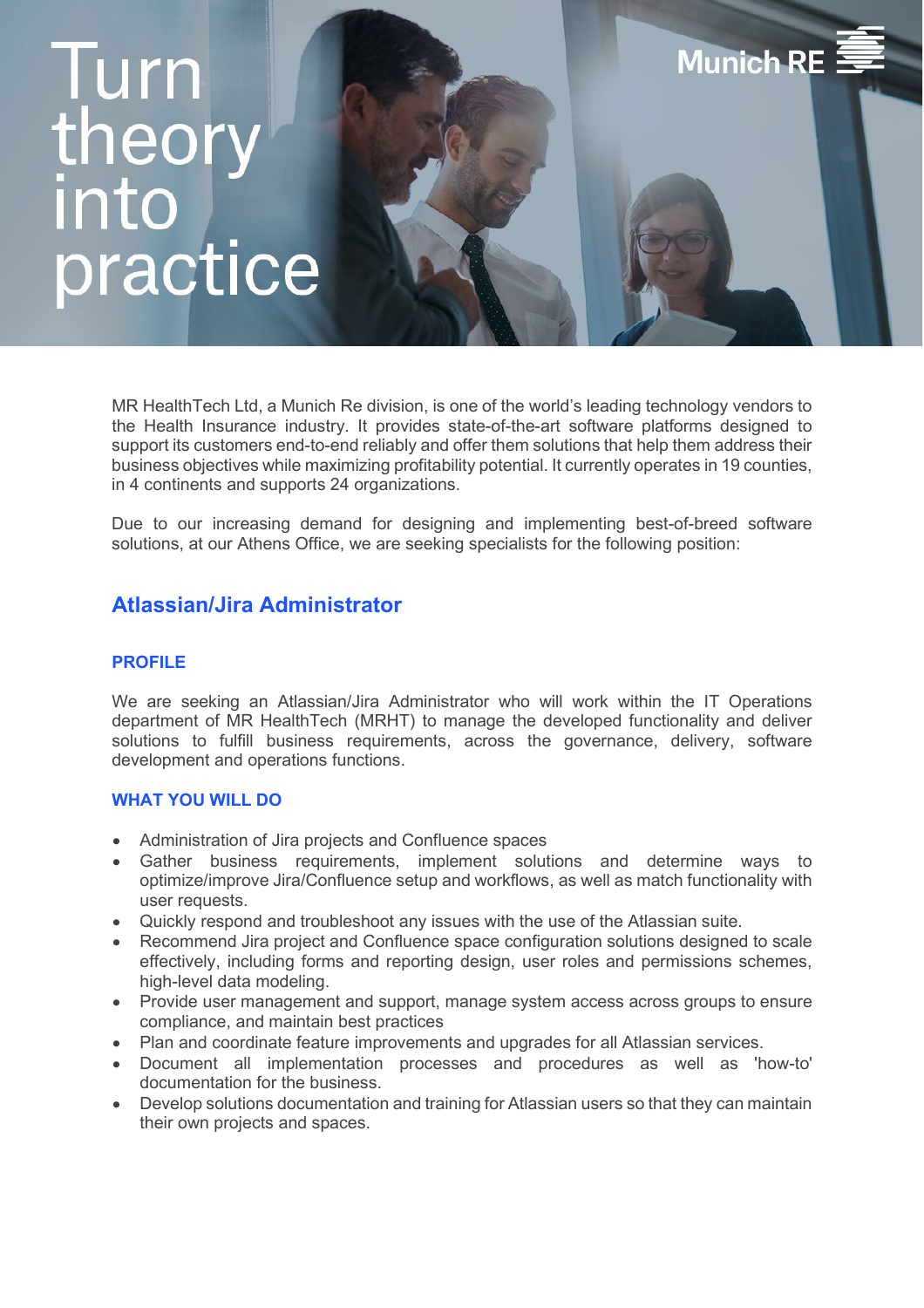# Turn theory into practice

Munich RE

MR HealthTech Ltd, a Munich Re division, is one of the world's leading technology vendors to the Health Insurance industry. It provides state-of-the-art software platforms designed to support its customers end-to-end reliably and offer them solutions that help them address their business objectives while maximizing profitability potential. It currently operates in 19 counties, in 4 continents and supports 24 organizations.

Due to our increasing demand for designing and implementing best-of-breed software solutions, at our Athens Office, we are seeking specialists for the following position:

## Atlassian/Jira Administrator

### PROFILE

We are seeking an Atlassian/Jira Administrator who will work within the IT Operations department of MR HealthTech (MRHT) to manage the developed functionality and deliver solutions to fulfill business requirements, across the governance, delivery, software development and operations functions.

### WHAT YOU WILL DO

- Administration of Jira projects and Confluence spaces
- Gather business requirements, implement solutions and determine ways to optimize/improve Jira/Confluence setup and workflows, as well as match functionality with user requests.
- Quickly respond and troubleshoot any issues with the use of the Atlassian suite.
- Recommend Jira project and Confluence space configuration solutions designed to scale effectively, including forms and reporting design, user roles and permissions schemes, high-level data modeling.
- Provide user management and support, manage system access across groups to ensure compliance, and maintain best practices
- Plan and coordinate feature improvements and upgrades for all Atlassian services.
- Document all implementation processes and procedures as well as 'how-to' documentation for the business.
- Develop solutions documentation and training for Atlassian users so that they can maintain their own projects and spaces.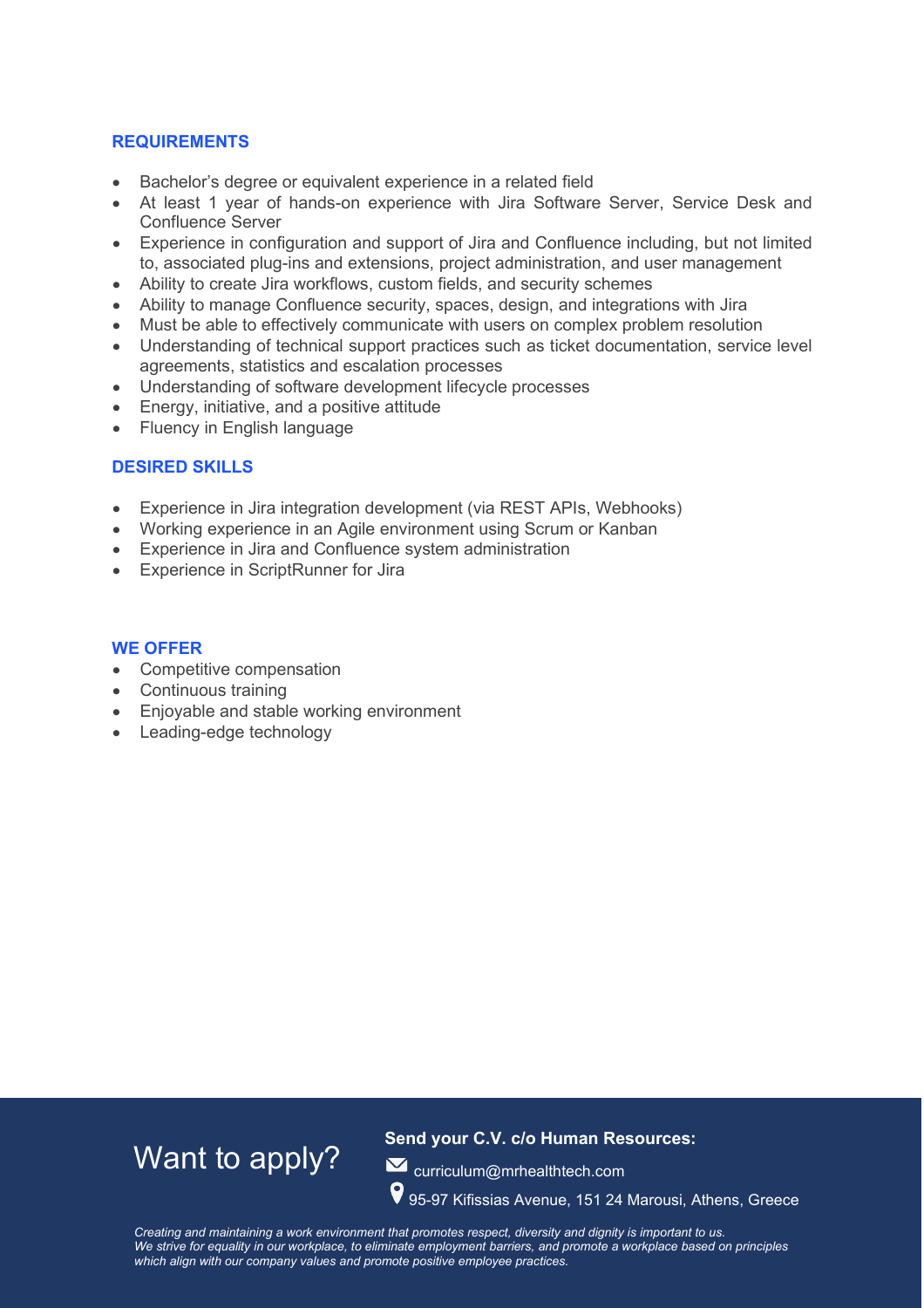## REQUIREMENTS

- Bachelor's degree or equivalent experience in a related field
- At least 1 year of hands-on experience with Jira Software Server, Service Desk and Confluence Server
- Experience in configuration and support of Jira and Confluence including, but not limited to, associated plug-ins and extensions, project administration, and user management
- Ability to create Jira workflows, custom fields, and security schemes
- Ability to manage Confluence security, spaces, design, and integrations with Jira
- Must be able to effectively communicate with users on complex problem resolution
- Understanding of technical support practices such as ticket documentation, service level agreements, statistics and escalation processes
- Understanding of software development lifecycle processes
- Energy, initiative, and a positive attitude
- Fluency in English language

## DESIRED SKILLS

- Experience in Jira integration development (via REST APIs, Webhooks)
- Working experience in an Agile environment using Scrum or Kanban
- Experience in Jira and Confluence system administration
- Experience in ScriptRunner for Jira

## WE OFFER

- Competitive compensation
- Continuous training
- Enjoyable and stable working environment
- Leading-edge technology

Want to apply?

**Send your C.V. c/o Human Resources:**

curriculum@mrhealthtech.com

95-97 Kifissias Avenue, 151 24 Marousi, Athens, Greece

*Creating and maintaining a work environment that promotes respect, diversity and dignity is important to us. We strive for equality in our workplace, to eliminate employment barriers, and promote a workplace based on principles which align with our company values and promote positive employee practices.*